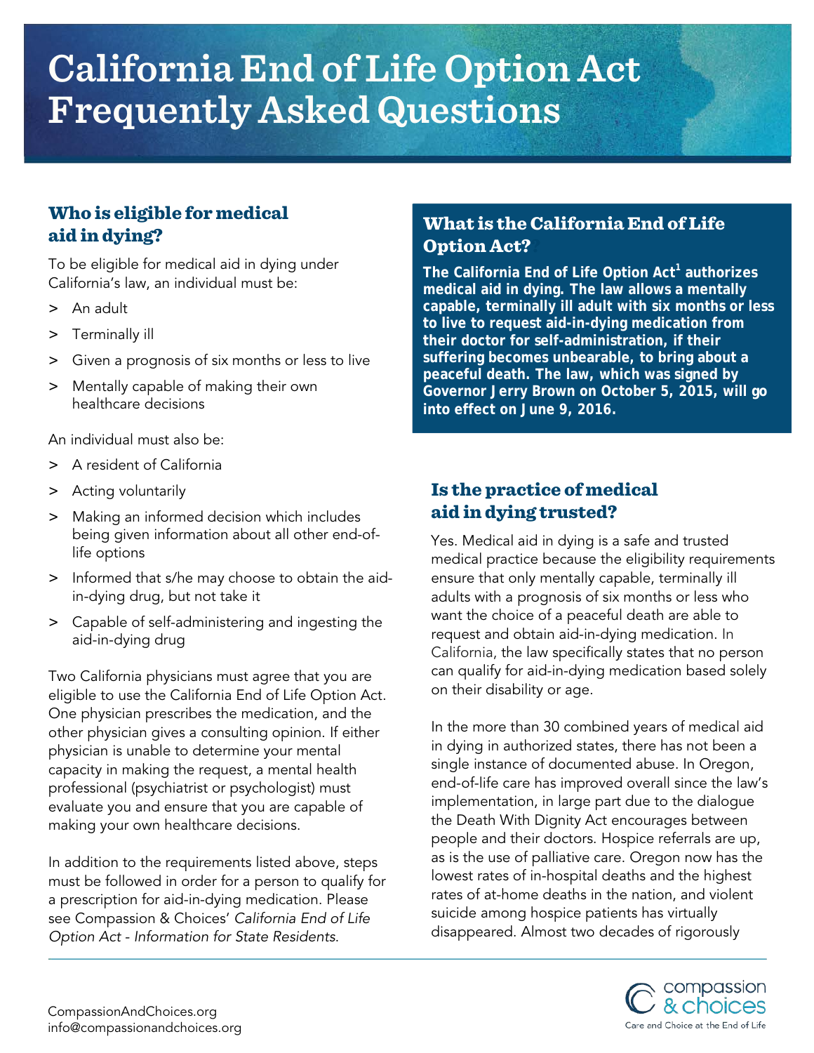# California End of Life Option Act Frequently Asked Questions

## What is the California End of Life Option Act?

**The California End of Life Option Act[1] authorizes medical aid in dying. The law allows a mentally capable, terminally ill adult with six months or less to live to request aid-in-dying medication from their doctor for self-administration, if their suffering becomes unbearable, to bring about a peaceful death. The law, which was signed by Governor Jerry Brown on October 5, 2015, will go into effect on June 9, 2016.**

## Who is eligible for medical aid in dying?

To be eligible for medical aid in dying under California's law, an individual must be:

- An adult
- Terminally ill
- Given a prognosis of six months or less to live
- Mentally capable of making their own healthcare decisions

An individual must also be:

- A resident of California
- Acting voluntarily
- Making an informed decision which includes being given information about all other end-of-life options
- Informed that s/he may choose to obtain the aid-in-dying drug, but not take it
- Capable of self-administering and ingesting the aid-in-dying drug

Two California physicians must agree that you are eligible to use the California End of Life Option Act. One physician prescribes the medication, and the other physician gives a consulting opinion. If either physician is unable to determine your mental capacity in making the request, a mental health professional (psychiatrist or psychologist) must evaluate you and ensure that you are capable of making your own healthcare decisions.

In addition to the requirements listed above, steps must be followed in order for a person to qualify for a prescription for aid-in-dying medication. Please see Compassion & Choices' *California End of Life Option Act - Information for State Residents*.

## Is the practice of medical aid in dying trusted?

Yes. Medical aid in dying is a safe and trusted medical practice because the eligibility requirements ensure that only mentally capable, terminally ill adults with a prognosis of six months or less who want the choice of a peaceful death are able to request and obtain aid-in-dying medication. In California, the law specifically states that no person can qualify for aid-in-dying medication based solely on their disability or age.

In the more than 30 combined years of medical aid in dying in authorized states, there has not been a single instance of documented abuse. In Oregon, end-of-life care has improved overall since the law's implementation, in large part due to the dialogue the Death With Dignity Act encourages between people and their doctors. Hospice referrals are up, as is the use of palliative care. Oregon now has the lowest rates of in-hospital deaths and the highest rates of at-home deaths in the nation, and violent suicide among hospice patients has virtually disappeared. Almost two decades of rigorously

CompassionAndChoices.org
info@compassionandchoices.org

compassion & choices
Care and Choice at the End of Life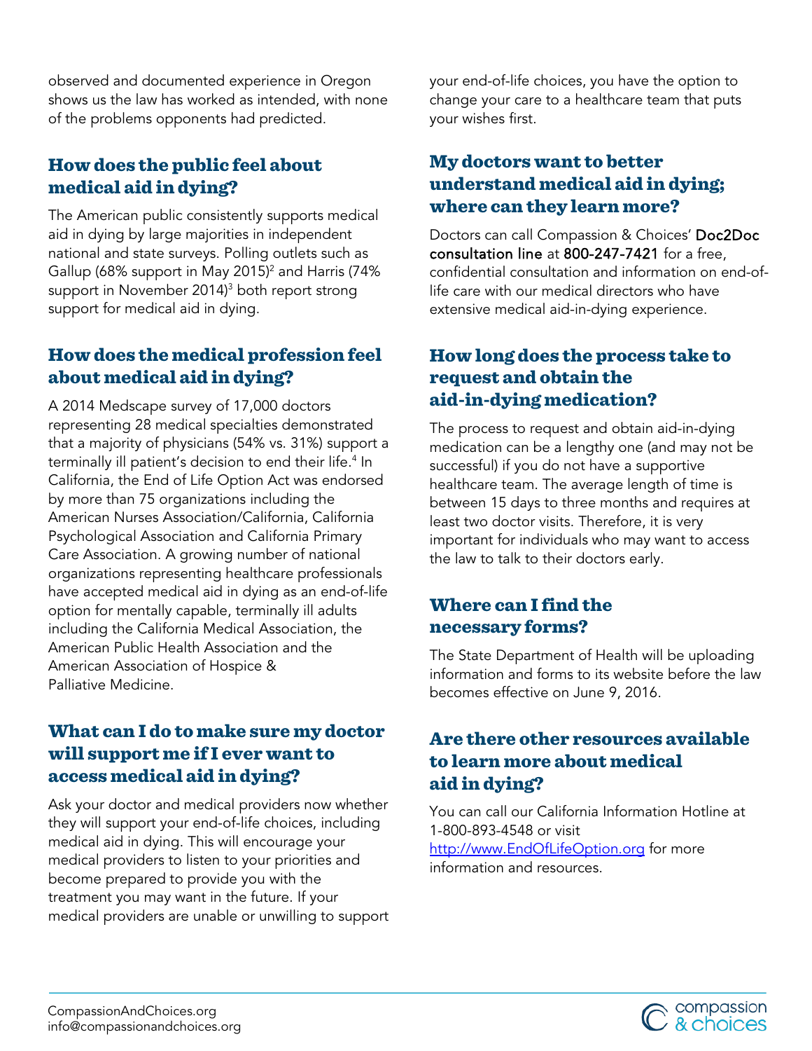observed and documented experience in Oregon shows us the law has worked as intended, with none of the problems opponents had predicted.

## How does the public feel about medical aid in dying?

The American public consistently supports medical aid in dying by large majorities in independent national and state surveys. Polling outlets such as Gallup (68% support in May 2015)[2] and Harris (74% support in November 2014)[3] both report strong support for medical aid in dying.

## How does the medical profession feel about medical aid in dying?

A 2014 Medscape survey of 17,000 doctors representing 28 medical specialties demonstrated that a majority of physicians (54% vs. 31%) support a terminally ill patient's decision to end their life.[4] In California, the End of Life Option Act was endorsed by more than 75 organizations including the American Nurses Association/California, California Psychological Association and California Primary Care Association. A growing number of national organizations representing healthcare professionals have accepted medical aid in dying as an end-of-life option for mentally capable, terminally ill adults including the California Medical Association, the American Public Health Association and the American Association of Hospice & Palliative Medicine.

## What can I do to make sure my doctor will support me if I ever want to access medical aid in dying?

Ask your doctor and medical providers now whether they will support your end-of-life choices, including medical aid in dying. This will encourage your medical providers to listen to your priorities and become prepared to provide you with the treatment you may want in the future. If your medical providers are unable or unwilling to support your end-of-life choices, you have the option to change your care to a healthcare team that puts your wishes first.

## My doctors want to better understand medical aid in dying; where can they learn more?

Doctors can call Compassion & Choices' Doc2Doc consultation line at 800-247-7421 for a free, confidential consultation and information on end-of-life care with our medical directors who have extensive medical aid-in-dying experience.

## How long does the process take to request and obtain the aid-in-dying medication?

The process to request and obtain aid-in-dying medication can be a lengthy one (and may not be successful) if you do not have a supportive healthcare team. The average length of time is between 15 days to three months and requires at least two doctor visits. Therefore, it is very important for individuals who may want to access the law to talk to their doctors early.

## Where can I find the necessary forms?

The State Department of Health will be uploading information and forms to its website before the law becomes effective on June 9, 2016.

## Are there other resources available to learn more about medical aid in dying?

You can call our California Information Hotline at 1-800-893-4548 or visit [http://www.EndOfLifeOption.org](http://www.EndOfLifeOption.org) for more information and resources.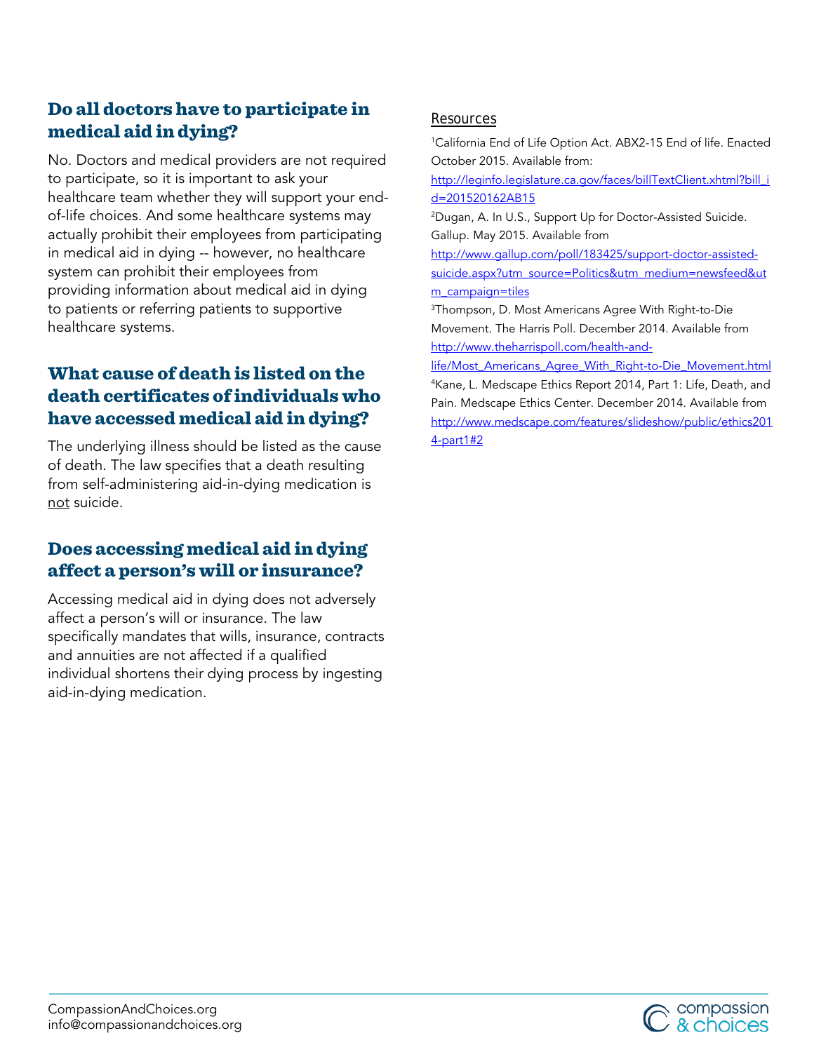## Do all doctors have to participate in medical aid in dying?

No. Doctors and medical providers are not required to participate, so it is important to ask your healthcare team whether they will support your end-of-life choices. And some healthcare systems may actually prohibit their employees from participating in medical aid in dying -- however, no healthcare system can prohibit their employees from providing information about medical aid in dying to patients or referring patients to supportive healthcare systems.

## What cause of death is listed on the death certificates of individuals who have accessed medical aid in dying?

The underlying illness should be listed as the cause of death. The law specifies that a death resulting from self-administering aid-in-dying medication is not suicide.

## Does accessing medical aid in dying affect a person's will or insurance?

Accessing medical aid in dying does not adversely affect a person's will or insurance. The law specifically mandates that wills, insurance, contracts and annuities are not affected if a qualified individual shortens their dying process by ingesting aid-in-dying medication.

### Resources

[1] California End of Life Option Act. ABX2-15 End of life. Enacted October 2015. Available from: http://leginfo.legislature.ca.gov/faces/billTextClient.xhtml?bill_id=201520162AB15

[2] Dugan, A. In U.S., Support Up for Doctor-Assisted Suicide. Gallup. May 2015. Available from http://www.gallup.com/poll/183425/support-doctor-assisted-suicide.aspx?utm_source=Politics&utm_medium=newsfeed&utm_campaign=tiles

[3] Thompson, D. Most Americans Agree With Right-to-Die Movement. The Harris Poll. December 2014. Available from http://www.theharrispoll.com/health-and-life/Most_Americans_Agree_With_Right-to-Die_Movement.html

[4] Kane, L. Medscape Ethics Report 2014, Part 1: Life, Death, and Pain. Medscape Ethics Center. December 2014. Available from http://www.medscape.com/features/slideshow/public/ethics2014-part1#2

CompassionAndChoices.org
info@compassionandchoices.org